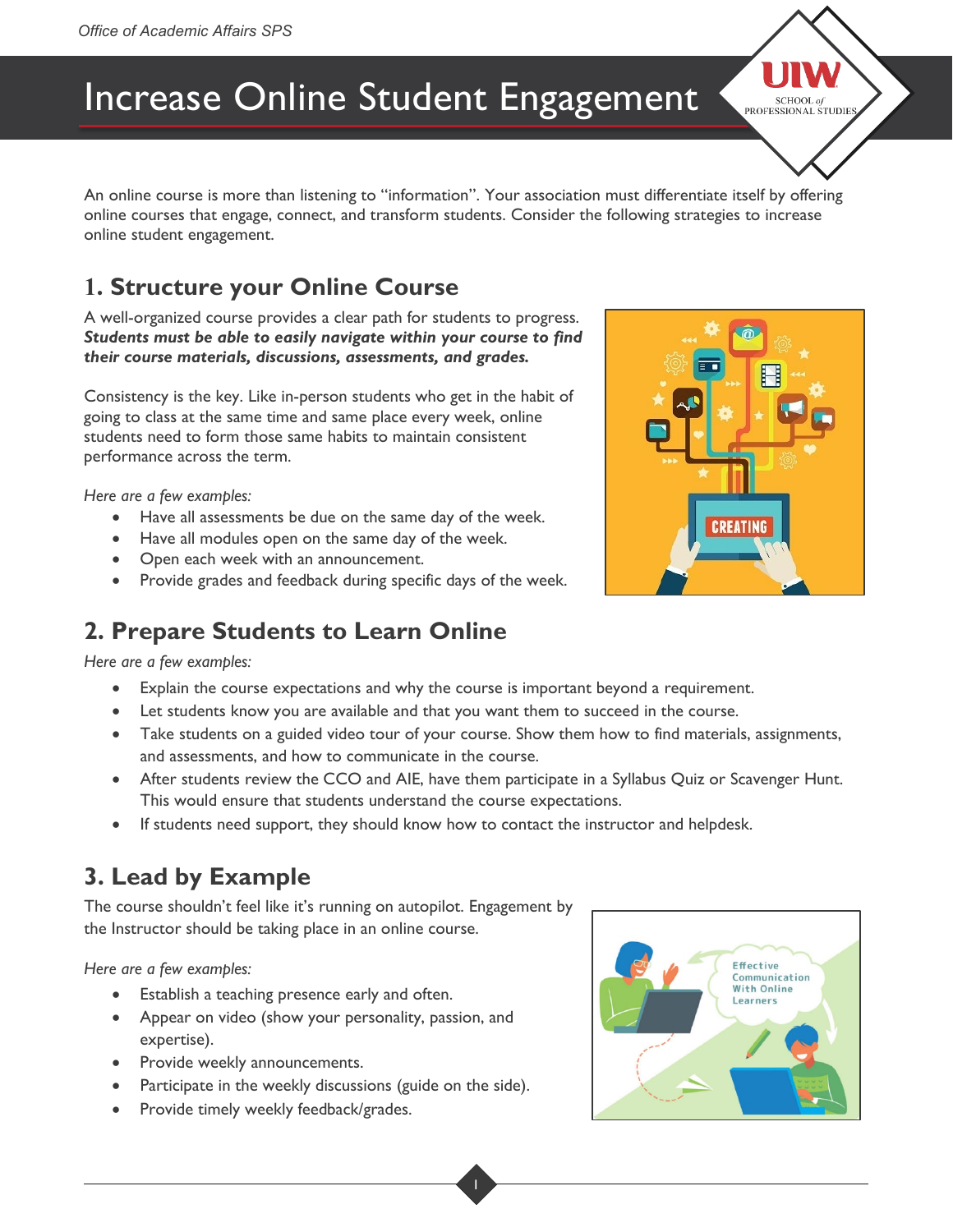# Increase Online Student Engagement

An online course is more than listening to "information". Your association must differentiate itself by offering online courses that engage, connect, and transform students. Consider the following strategies to increase online student engagement.

## 1. Structure your Online Course

A well-organized course provides a clear path for students to progress. ***Students must be able to easily navigate within your course to find their course materials, discussions, assessments, and grades.***

Consistency is the key. Like in-person students who get in the habit of going to class at the same time and same place every week, online students need to form those same habits to maintain consistent performance across the term.

*Here are a few examples:*

- Have all assessments be due on the same day of the week.
- Have all modules open on the same day of the week.
- Open each week with an announcement.
- Provide grades and feedback during specific days of the week.

## 2. Prepare Students to Learn Online

*Here are a few examples:*

- Explain the course expectations and why the course is important beyond a requirement.
- Let students know you are available and that you want them to succeed in the course.
- Take students on a guided video tour of your course. Show them how to find materials, assignments, and assessments, and how to communicate in the course.
- After students review the CCO and AIE, have them participate in a Syllabus Quiz or Scavenger Hunt. This would ensure that students understand the course expectations.
- If students need support, they should know how to contact the instructor and helpdesk.

## 3. Lead by Example

The course shouldn't feel like it's running on autopilot. Engagement by the Instructor should be taking place in an online course.

*Here are a few examples:*

- Establish a teaching presence early and often.
- Appear on video (show your personality, passion, and expertise).
- Provide weekly announcements.
- Participate in the weekly discussions (guide on the side).
- Provide timely weekly feedback/grades.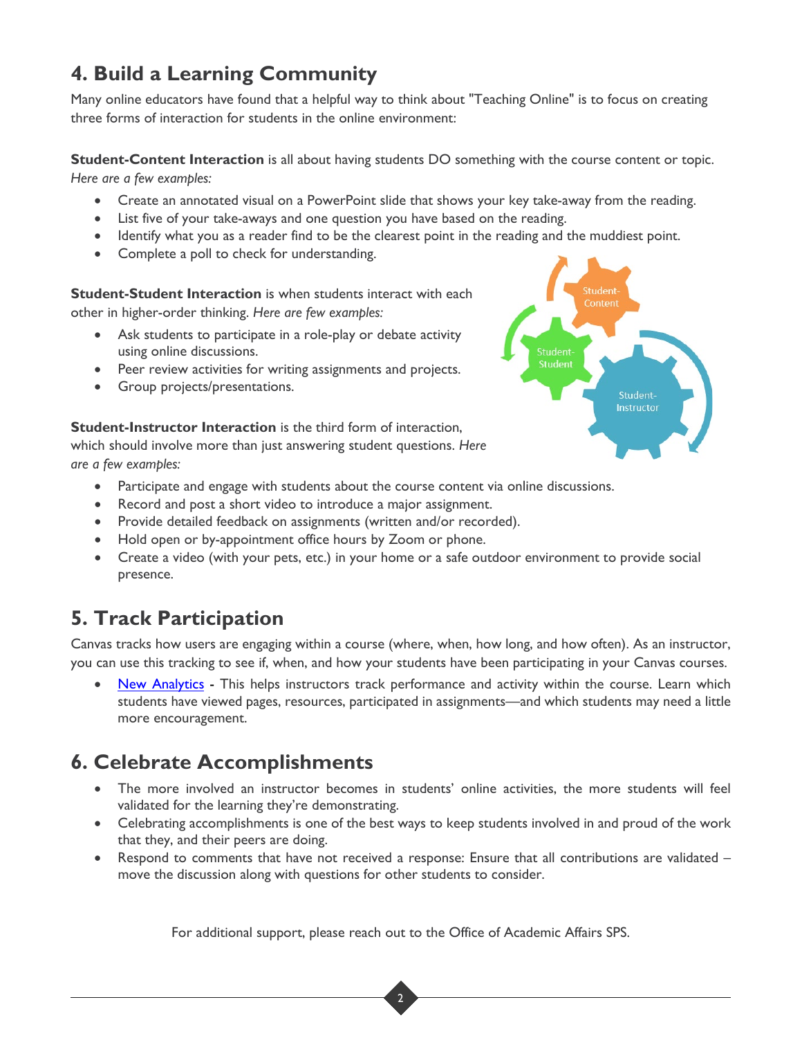## 4. Build a Learning Community

Many online educators have found that a helpful way to think about "Teaching Online" is to focus on creating three forms of interaction for students in the online environment:

**Student-Content Interaction** is all about having students DO something with the course content or topic. *Here are a few examples:*

- Create an annotated visual on a PowerPoint slide that shows your key take-away from the reading.
- List five of your take-aways and one question you have based on the reading.
- Identify what you as a reader find to be the clearest point in the reading and the muddiest point.
- Complete a poll to check for understanding.

**Student-Student Interaction** is when students interact with each other in higher-order thinking. *Here are few examples:*

- Ask students to participate in a role-play or debate activity using online discussions.
- Peer review activities for writing assignments and projects.
- Group projects/presentations.

Student-Content

Student-Student

Student-Instructor

**Student-Instructor Interaction** is the third form of interaction, which should involve more than just answering student questions. *Here are a few examples:*

- Participate and engage with students about the course content via online discussions.
- Record and post a short video to introduce a major assignment.
- Provide detailed feedback on assignments (written and/or recorded).
- Hold open or by-appointment office hours by Zoom or phone.
- Create a video (with your pets, etc.) in your home or a safe outdoor environment to provide social presence.

## 5. Track Participation

Canvas tracks how users are engaging within a course (where, when, how long, and how often). As an instructor, you can use this tracking to see if, when, and how your students have been participating in your Canvas courses.

- New Analytics **-** This helps instructors track performance and activity within the course. Learn which students have viewed pages, resources, participated in assignments—and which students may need a little more encouragement.

## 6. Celebrate Accomplishments

- The more involved an instructor becomes in students' online activities, the more students will feel validated for the learning they're demonstrating.
- Celebrating accomplishments is one of the best ways to keep students involved in and proud of the work that they, and their peers are doing.
- Respond to comments that have not received a response: Ensure that all contributions are validated – move the discussion along with questions for other students to consider.

For additional support, please reach out to the Office of Academic Affairs SPS.